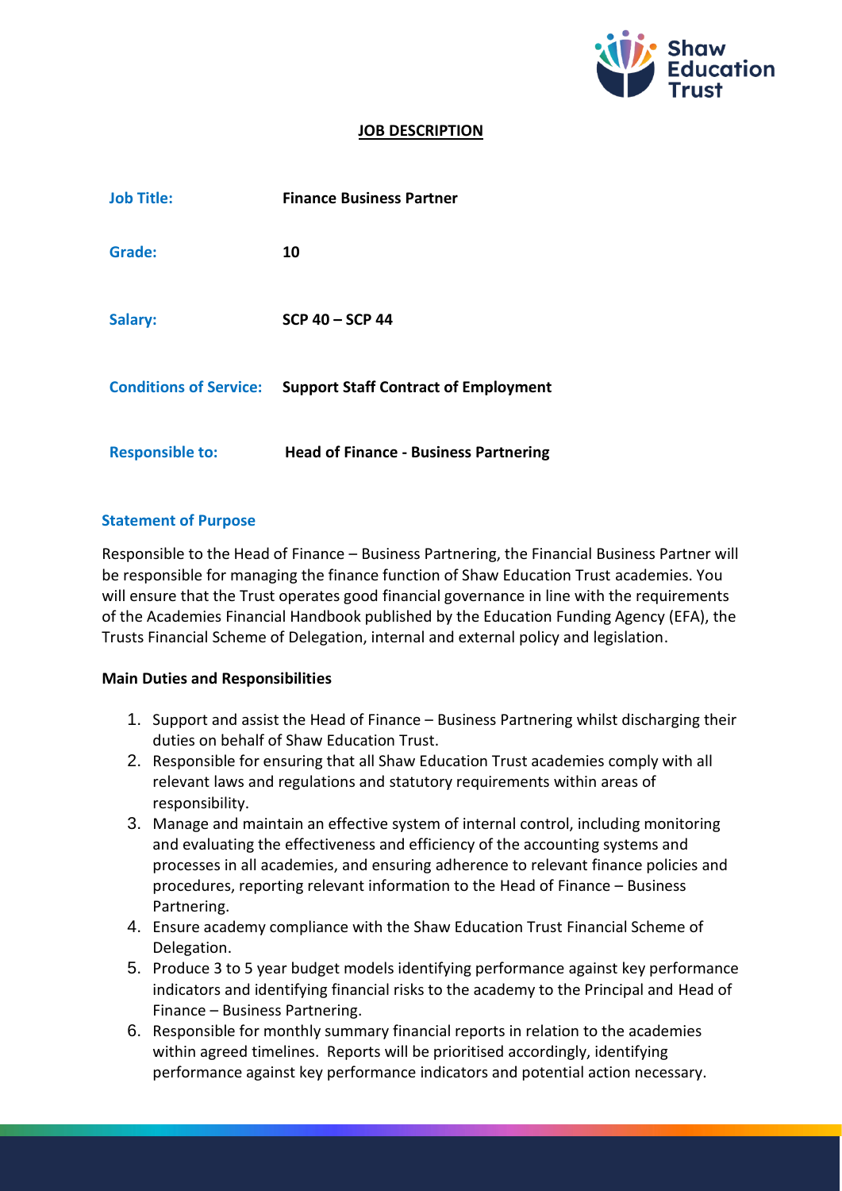# JOB DESCRIPTION

| | |
|---|---|
| **Job Title:** | **Finance Business Partner** |
| **Grade:** | **10** |
| **Salary:** | **SCP 40 – SCP 44** |
| **Conditions of Service:** | **Support Staff Contract of Employment** |
| **Responsible to:** | **Head of Finance - Business Partnering** |

## Statement of Purpose

Responsible to the Head of Finance – Business Partnering, the Financial Business Partner will be responsible for managing the finance function of Shaw Education Trust academies. You will ensure that the Trust operates good financial governance in line with the requirements of the Academies Financial Handbook published by the Education Funding Agency (EFA), the Trusts Financial Scheme of Delegation, internal and external policy and legislation.

### Main Duties and Responsibilities

1. Support and assist the Head of Finance – Business Partnering whilst discharging their duties on behalf of Shaw Education Trust.
2. Responsible for ensuring that all Shaw Education Trust academies comply with all relevant laws and regulations and statutory requirements within areas of responsibility.
3. Manage and maintain an effective system of internal control, including monitoring and evaluating the effectiveness and efficiency of the accounting systems and processes in all academies, and ensuring adherence to relevant finance policies and procedures, reporting relevant information to the Head of Finance – Business Partnering.
4. Ensure academy compliance with the Shaw Education Trust Financial Scheme of Delegation.
5. Produce 3 to 5 year budget models identifying performance against key performance indicators and identifying financial risks to the academy to the Principal and Head of Finance – Business Partnering.
6. Responsible for monthly summary financial reports in relation to the academies within agreed timelines. Reports will be prioritised accordingly, identifying performance against key performance indicators and potential action necessary.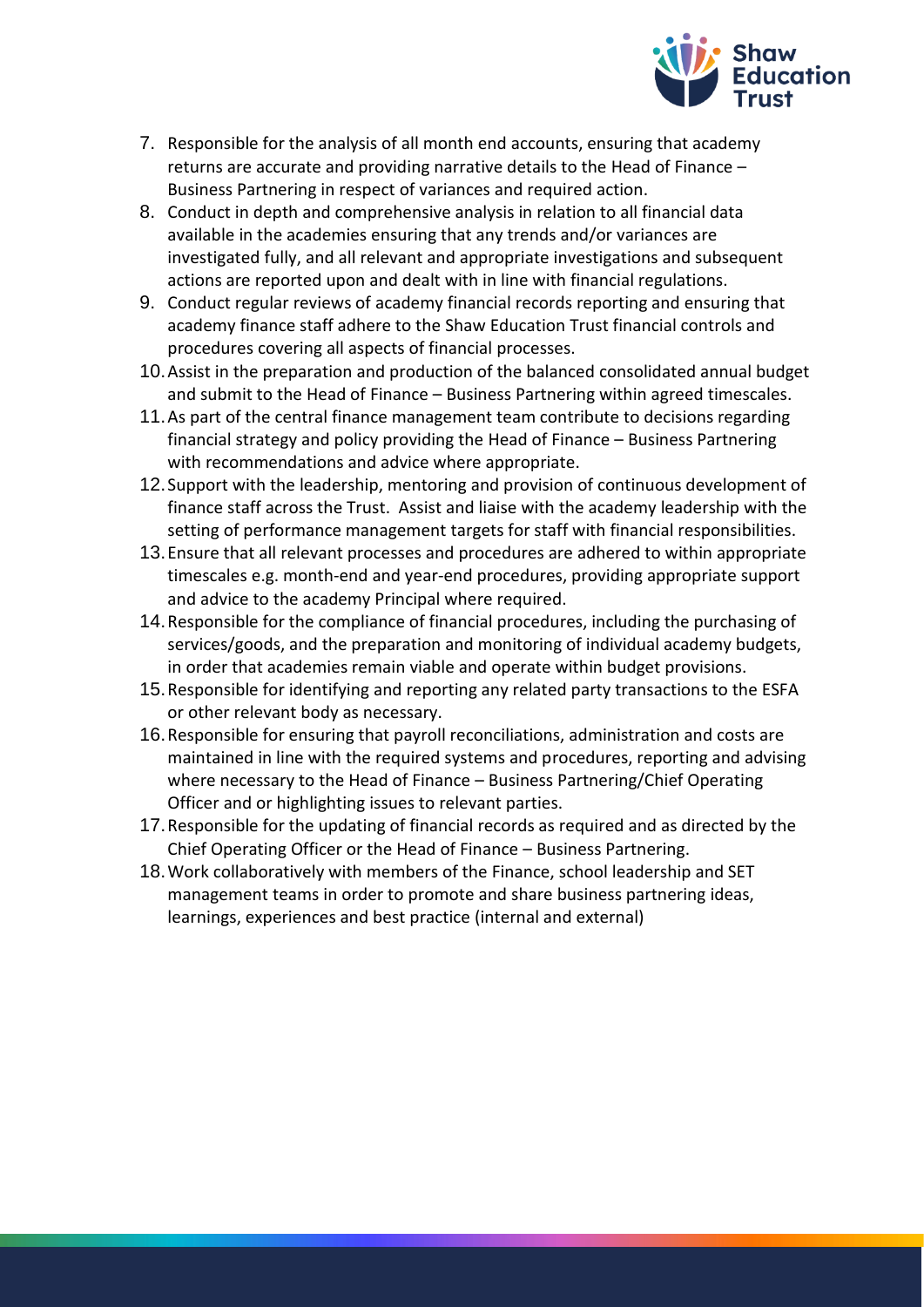7. Responsible for the analysis of all month end accounts, ensuring that academy returns are accurate and providing narrative details to the Head of Finance – Business Partnering in respect of variances and required action.
8. Conduct in depth and comprehensive analysis in relation to all financial data available in the academies ensuring that any trends and/or variances are investigated fully, and all relevant and appropriate investigations and subsequent actions are reported upon and dealt with in line with financial regulations.
9. Conduct regular reviews of academy financial records reporting and ensuring that academy finance staff adhere to the Shaw Education Trust financial controls and procedures covering all aspects of financial processes.
10. Assist in the preparation and production of the balanced consolidated annual budget and submit to the Head of Finance – Business Partnering within agreed timescales.
11. As part of the central finance management team contribute to decisions regarding financial strategy and policy providing the Head of Finance – Business Partnering with recommendations and advice where appropriate.
12. Support with the leadership, mentoring and provision of continuous development of finance staff across the Trust. Assist and liaise with the academy leadership with the setting of performance management targets for staff with financial responsibilities.
13. Ensure that all relevant processes and procedures are adhered to within appropriate timescales e.g. month-end and year-end procedures, providing appropriate support and advice to the academy Principal where required.
14. Responsible for the compliance of financial procedures, including the purchasing of services/goods, and the preparation and monitoring of individual academy budgets, in order that academies remain viable and operate within budget provisions.
15. Responsible for identifying and reporting any related party transactions to the ESFA or other relevant body as necessary.
16. Responsible for ensuring that payroll reconciliations, administration and costs are maintained in line with the required systems and procedures, reporting and advising where necessary to the Head of Finance – Business Partnering/Chief Operating Officer and or highlighting issues to relevant parties.
17. Responsible for the updating of financial records as required and as directed by the Chief Operating Officer or the Head of Finance – Business Partnering.
18. Work collaboratively with members of the Finance, school leadership and SET management teams in order to promote and share business partnering ideas, learnings, experiences and best practice (internal and external)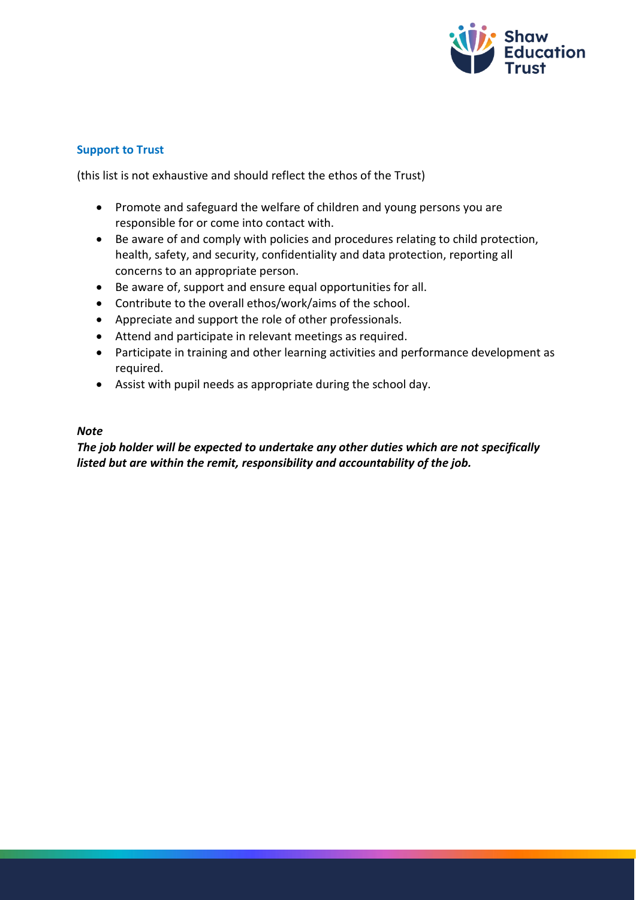### Support to Trust

(this list is not exhaustive and should reflect the ethos of the Trust)

- Promote and safeguard the welfare of children and young persons you are responsible for or come into contact with.
- Be aware of and comply with policies and procedures relating to child protection, health, safety, and security, confidentiality and data protection, reporting all concerns to an appropriate person.
- Be aware of, support and ensure equal opportunities for all.
- Contribute to the overall ethos/work/aims of the school.
- Appreciate and support the role of other professionals.
- Attend and participate in relevant meetings as required.
- Participate in training and other learning activities and performance development as required.
- Assist with pupil needs as appropriate during the school day.

***Note***

***The job holder will be expected to undertake any other duties which are not specifically listed but are within the remit, responsibility and accountability of the job.***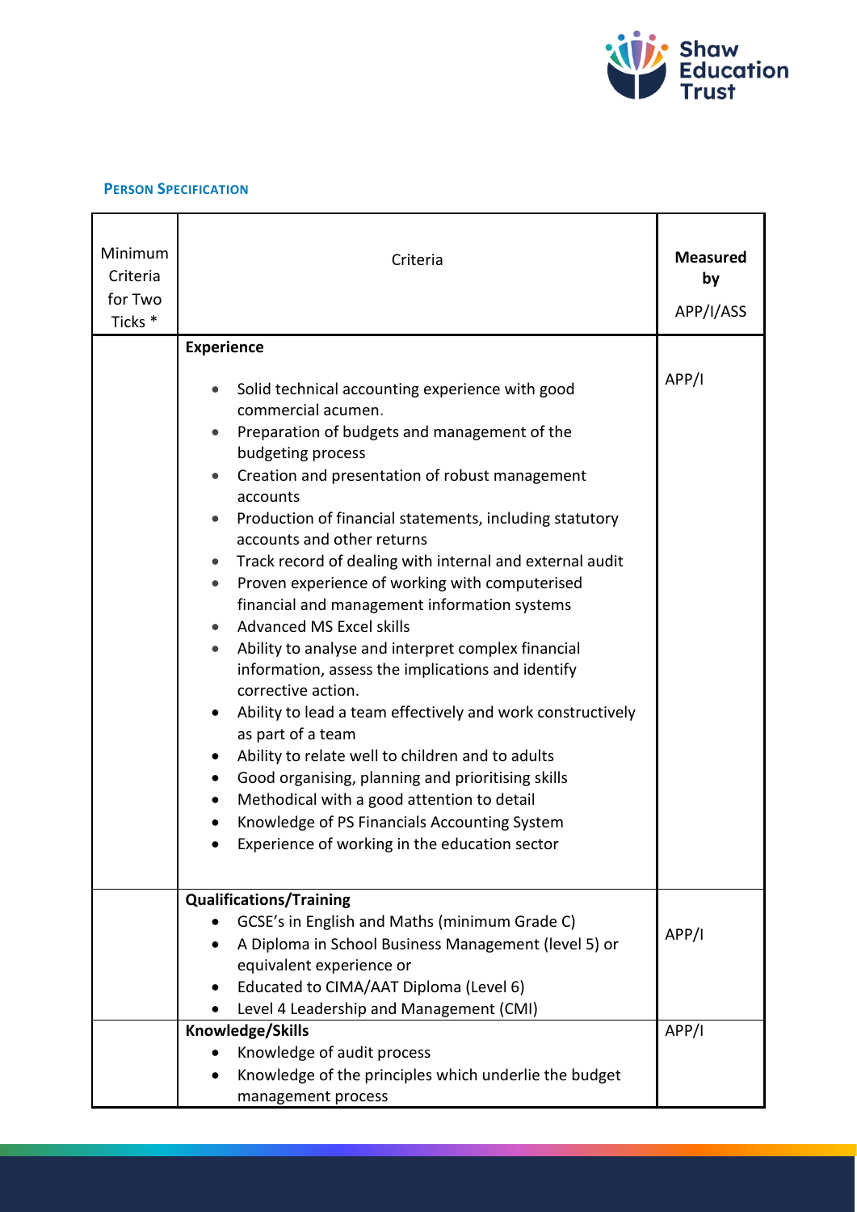### PERSON SPECIFICATION

| Minimum Criteria for Two Ticks * | Criteria | Measured by APP/I/ASS |
|---|---|---|
| | **Experience**<br><br>• Solid technical accounting experience with good commercial acumen.<br>• Preparation of budgets and management of the budgeting process<br>• Creation and presentation of robust management accounts<br>• Production of financial statements, including statutory accounts and other returns<br>• Track record of dealing with internal and external audit<br>• Proven experience of working with computerised financial and management information systems<br>• Advanced MS Excel skills<br>• Ability to analyse and interpret complex financial information, assess the implications and identify corrective action.<br>• Ability to lead a team effectively and work constructively as part of a team<br>• Ability to relate well to children and to adults<br>• Good organising, planning and prioritising skills<br>• Methodical with a good attention to detail<br>• Knowledge of PS Financials Accounting System<br>• Experience of working in the education sector | APP/I |
| | **Qualifications/Training**<br>• GCSE's in English and Maths (minimum Grade C)<br>• A Diploma in School Business Management (level 5) or equivalent experience or<br>• Educated to CIMA/AAT Diploma (Level 6)<br>• Level 4 Leadership and Management (CMI) | APP/I |
| | **Knowledge/Skills**<br>• Knowledge of audit process<br>• Knowledge of the principles which underlie the budget management process | APP/I |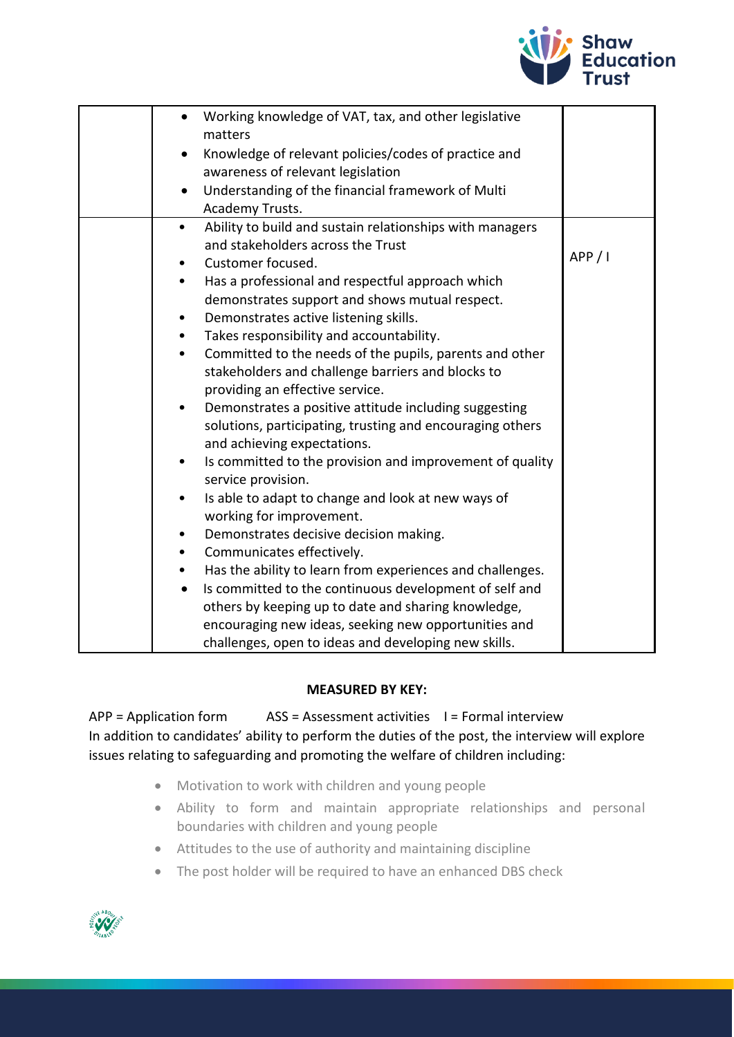| | | |
|---|---|---|
| | • Working knowledge of VAT, tax, and other legislative matters<br>• Knowledge of relevant policies/codes of practice and awareness of relevant legislation<br>• Understanding of the financial framework of Multi Academy Trusts. | |
| | • Ability to build and sustain relationships with managers and stakeholders across the Trust<br>• Customer focused.<br>• Has a professional and respectful approach which demonstrates support and shows mutual respect.<br>• Demonstrates active listening skills.<br>• Takes responsibility and accountability.<br>• Committed to the needs of the pupils, parents and other stakeholders and challenge barriers and blocks to providing an effective service.<br>• Demonstrates a positive attitude including suggesting solutions, participating, trusting and encouraging others and achieving expectations.<br>• Is committed to the provision and improvement of quality service provision.<br>• Is able to adapt to change and look at new ways of working for improvement.<br>• Demonstrates decisive decision making.<br>• Communicates effectively.<br>• Has the ability to learn from experiences and challenges.<br>• Is committed to the continuous development of self and others by keeping up to date and sharing knowledge, encouraging new ideas, seeking new opportunities and challenges, open to ideas and developing new skills. | APP / I |

**MEASURED BY KEY:**

APP = Application form ASS = Assessment activities I = Formal interview

In addition to candidates' ability to perform the duties of the post, the interview will explore issues relating to safeguarding and promoting the welfare of children including:

- Motivation to work with children and young people
- Ability to form and maintain appropriate relationships and personal boundaries with children and young people
- Attitudes to the use of authority and maintaining discipline
- The post holder will be required to have an enhanced DBS check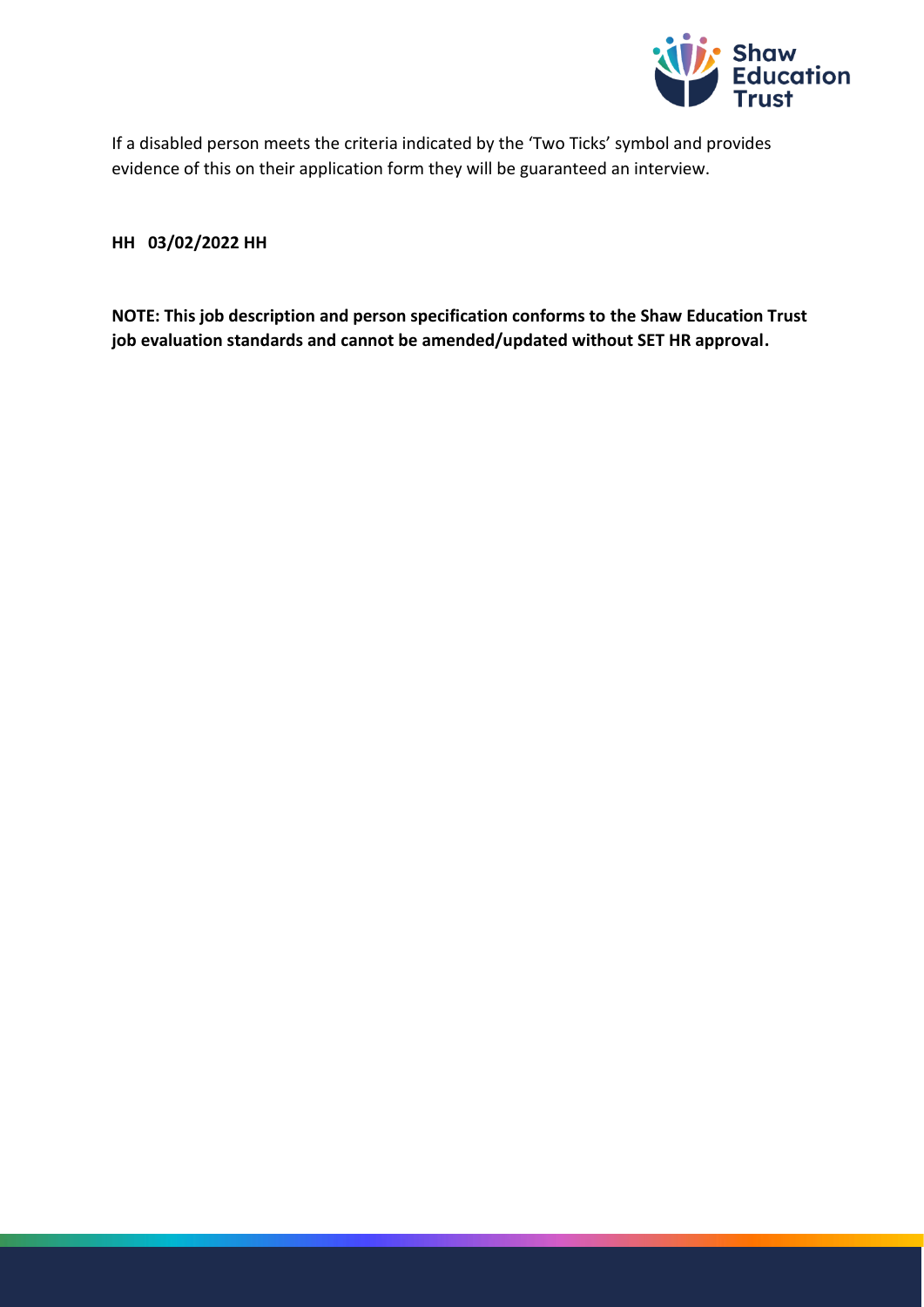If a disabled person meets the criteria indicated by the 'Two Ticks' symbol and provides evidence of this on their application form they will be guaranteed an interview.

**HH 03/02/2022 HH**

**NOTE: This job description and person specification conforms to the Shaw Education Trust job evaluation standards and cannot be amended/updated without SET HR approval.**